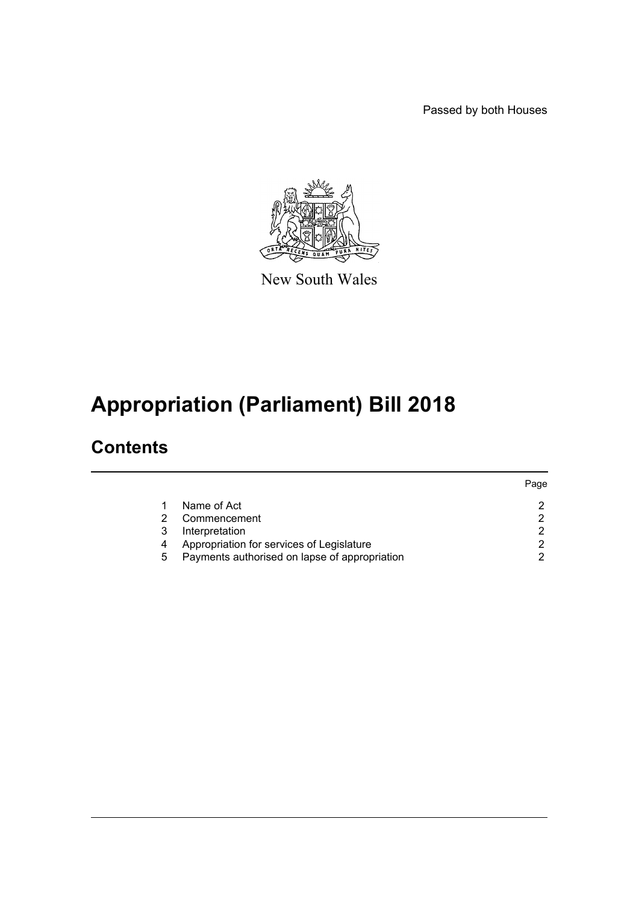Passed by both Houses

New South Wales

# Appropriation (Parliament) Bill 2018

## Contents

| | | Page |
|---|---|---|
| 1 | Name of Act | 2 |
| 2 | Commencement | 2 |
| 3 | Interpretation | 2 |
| 4 | Appropriation for services of Legislature | 2 |
| 5 | Payments authorised on lapse of appropriation | 2 |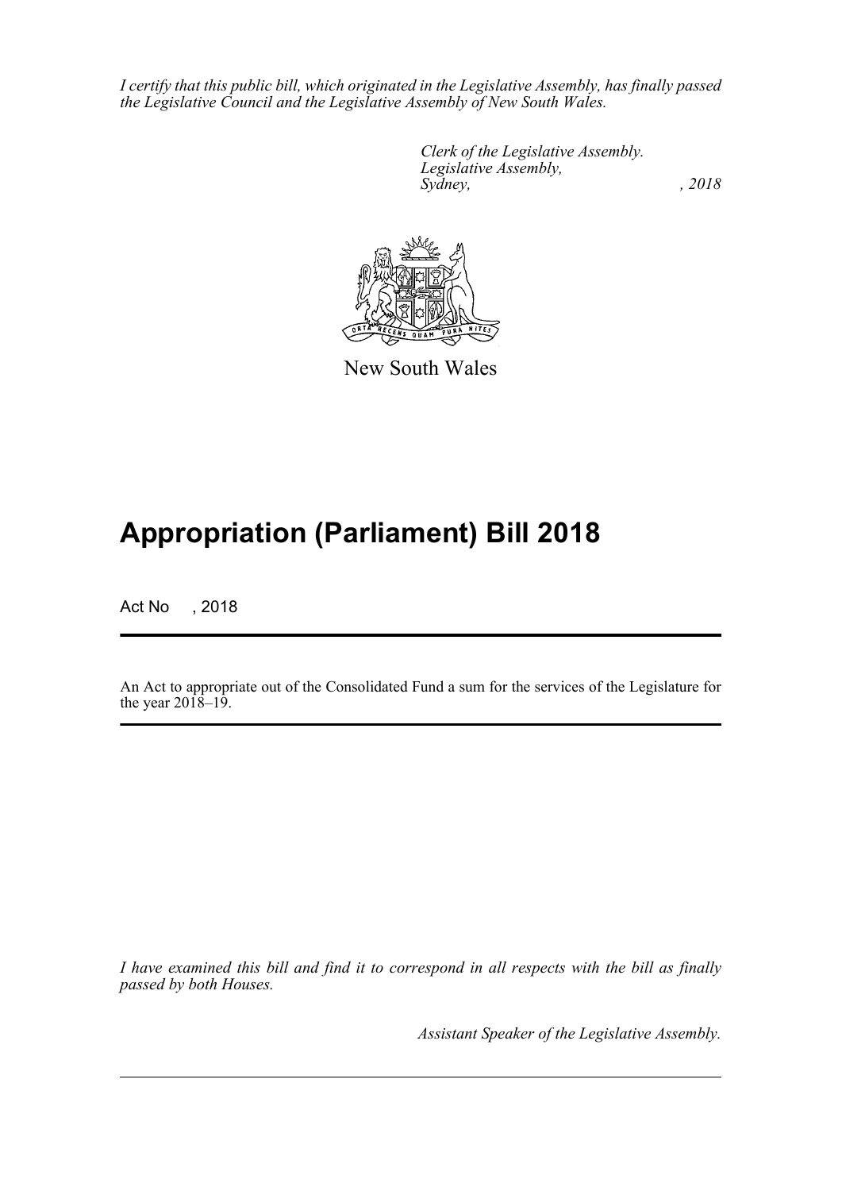*I certify that this public bill, which originated in the Legislative Assembly, has finally passed the Legislative Council and the Legislative Assembly of New South Wales.*

*Clerk of the Legislative Assembly.*
*Legislative Assembly,*
*Sydney, , 2018*

New South Wales

# Appropriation (Parliament) Bill 2018

Act No , 2018

An Act to appropriate out of the Consolidated Fund a sum for the services of the Legislature for the year 2018–19.

*I have examined this bill and find it to correspond in all respects with the bill as finally passed by both Houses.*

*Assistant Speaker of the Legislative Assembly.*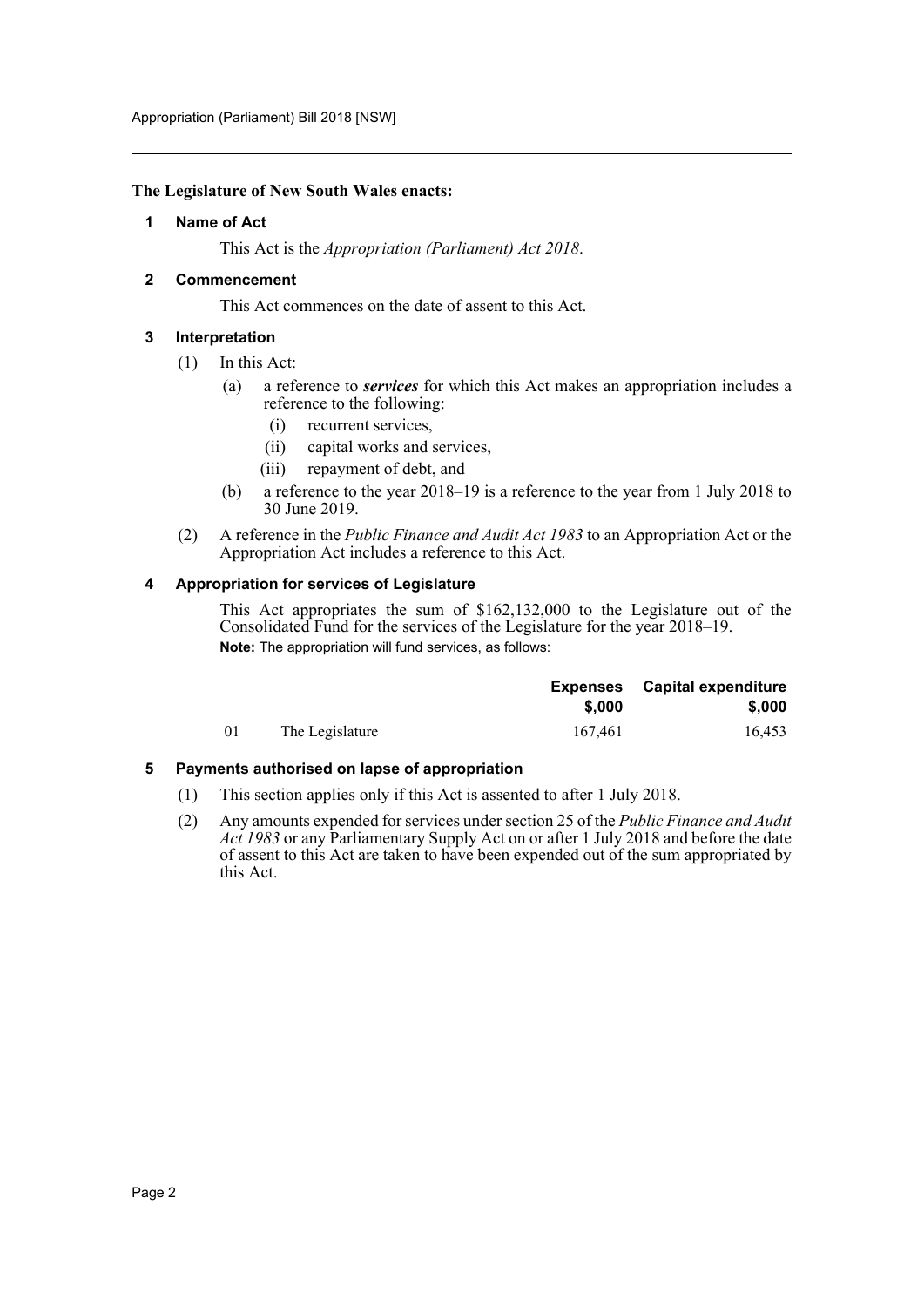**The Legislature of New South Wales enacts:**

## 1 Name of Act

This Act is the *Appropriation (Parliament) Act 2018*.

## 2 Commencement

This Act commences on the date of assent to this Act.

## 3 Interpretation

(1) In this Act:

(a) a reference to ***services*** for which this Act makes an appropriation includes a reference to the following:

(i) recurrent services,

(ii) capital works and services,

(iii) repayment of debt, and

(b) a reference to the year 2018–19 is a reference to the year from 1 July 2018 to 30 June 2019.

(2) A reference in the *Public Finance and Audit Act 1983* to an Appropriation Act or the Appropriation Act includes a reference to this Act.

## 4 Appropriation for services of Legislature

This Act appropriates the sum of $162,132,000 to the Legislature out of the Consolidated Fund for the services of the Legislature for the year 2018–19.

**Note:** The appropriation will fund services, as follows:

| | | Expenses $,000 | Capital expenditure $,000 |
|---|---|---|---|
| 01 | The Legislature | 167,461 | 16,453 |

## 5 Payments authorised on lapse of appropriation

(1) This section applies only if this Act is assented to after 1 July 2018.

(2) Any amounts expended for services under section 25 of the *Public Finance and Audit Act 1983* or any Parliamentary Supply Act on or after 1 July 2018 and before the date of assent to this Act are taken to have been expended out of the sum appropriated by this Act.